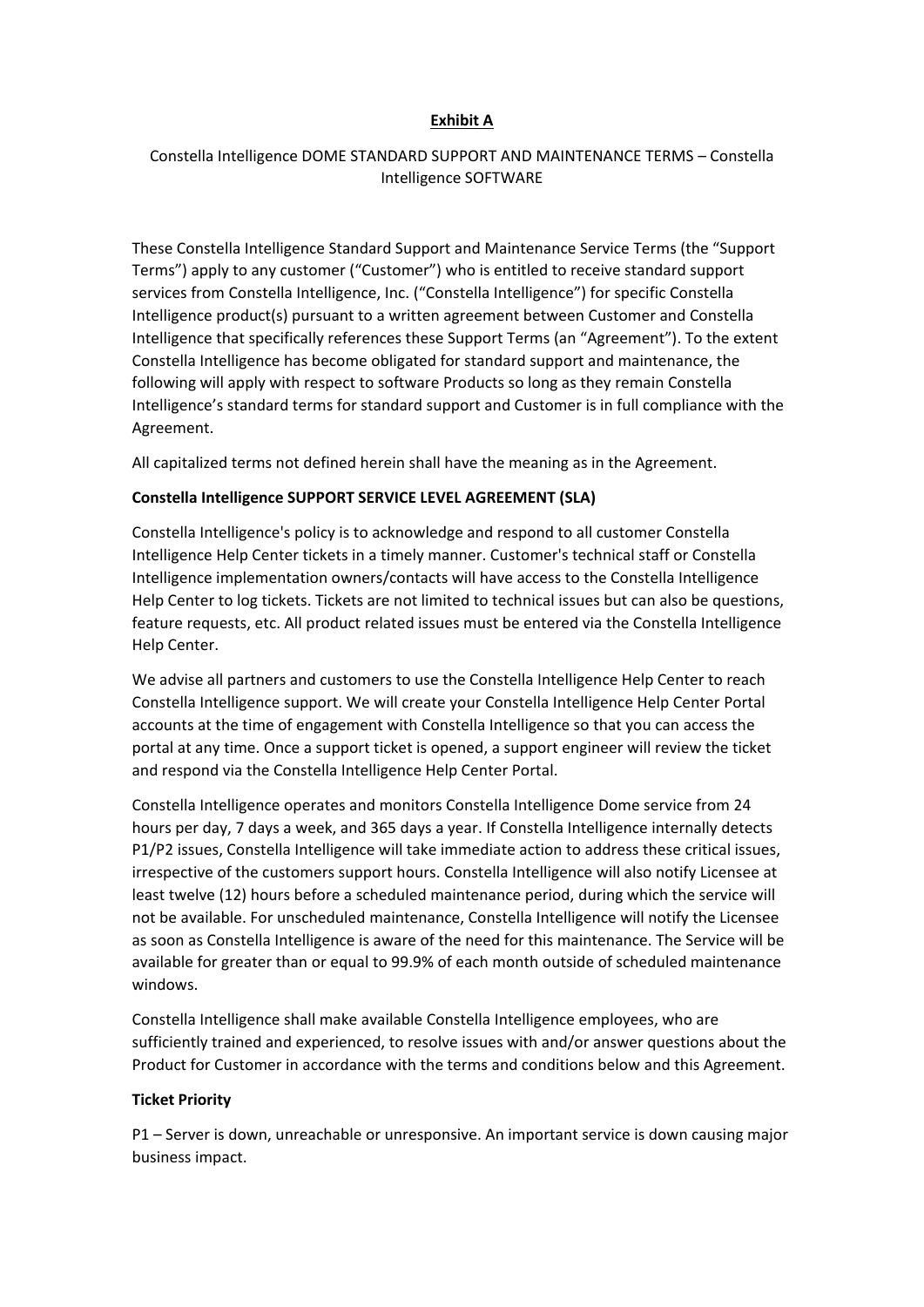**Exhibit A**

Constella Intelligence DOME STANDARD SUPPORT AND MAINTENANCE TERMS – Constella Intelligence SOFTWARE

These Constella Intelligence Standard Support and Maintenance Service Terms (the "Support Terms") apply to any customer ("Customer") who is entitled to receive standard support services from Constella Intelligence, Inc. ("Constella Intelligence") for specific Constella Intelligence product(s) pursuant to a written agreement between Customer and Constella Intelligence that specifically references these Support Terms (an "Agreement"). To the extent Constella Intelligence has become obligated for standard support and maintenance, the following will apply with respect to software Products so long as they remain Constella Intelligence's standard terms for standard support and Customer is in full compliance with the Agreement.

All capitalized terms not defined herein shall have the meaning as in the Agreement.

**Constella Intelligence SUPPORT SERVICE LEVEL AGREEMENT (SLA)**

Constella Intelligence's policy is to acknowledge and respond to all customer Constella Intelligence Help Center tickets in a timely manner. Customer's technical staff or Constella Intelligence implementation owners/contacts will have access to the Constella Intelligence Help Center to log tickets. Tickets are not limited to technical issues but can also be questions, feature requests, etc. All product related issues must be entered via the Constella Intelligence Help Center.

We advise all partners and customers to use the Constella Intelligence Help Center to reach Constella Intelligence support. We will create your Constella Intelligence Help Center Portal accounts at the time of engagement with Constella Intelligence so that you can access the portal at any time. Once a support ticket is opened, a support engineer will review the ticket and respond via the Constella Intelligence Help Center Portal.

Constella Intelligence operates and monitors Constella Intelligence Dome service from 24 hours per day, 7 days a week, and 365 days a year. If Constella Intelligence internally detects P1/P2 issues, Constella Intelligence will take immediate action to address these critical issues, irrespective of the customers support hours. Constella Intelligence will also notify Licensee at least twelve (12) hours before a scheduled maintenance period, during which the service will not be available. For unscheduled maintenance, Constella Intelligence will notify the Licensee as soon as Constella Intelligence is aware of the need for this maintenance. The Service will be available for greater than or equal to 99.9% of each month outside of scheduled maintenance windows.

Constella Intelligence shall make available Constella Intelligence employees, who are sufficiently trained and experienced, to resolve issues with and/or answer questions about the Product for Customer in accordance with the terms and conditions below and this Agreement.

**Ticket Priority**

P1 – Server is down, unreachable or unresponsive. An important service is down causing major business impact.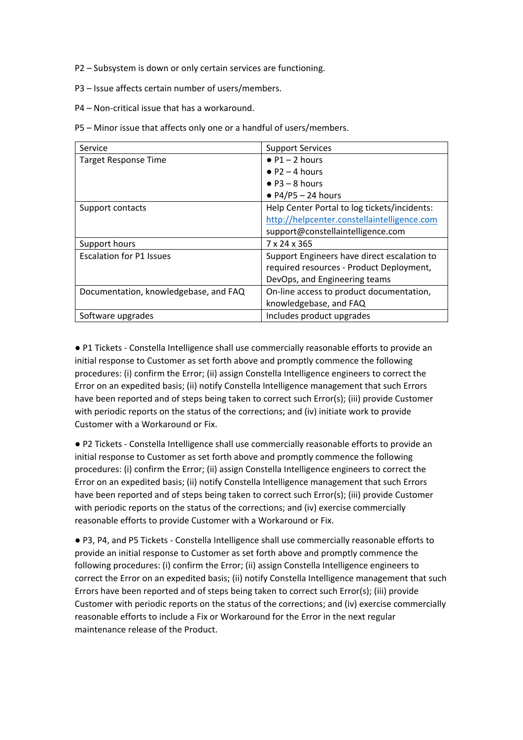P2 – Subsystem is down or only certain services are functioning.

P3 – Issue affects certain number of users/members.

P4 – Non-critical issue that has a workaround.

P5 – Minor issue that affects only one or a handful of users/members.

| Service | Support Services |
|---|---|
| Target Response Time | ● P1 – 2 hours<br>● P2 – 4 hours<br>● P3 – 8 hours<br>● P4/P5 – 24 hours |
| Support contacts | Help Center Portal to log tickets/incidents: http://helpcenter.constellaintelligence.com<br>support@constellaintelligence.com |
| Support hours | 7 x 24 x 365 |
| Escalation for P1 Issues | Support Engineers have direct escalation to required resources - Product Deployment, DevOps, and Engineering teams |
| Documentation, knowledgebase, and FAQ | On-line access to product documentation, knowledgebase, and FAQ |
| Software upgrades | Includes product upgrades |

● P1 Tickets - Constella Intelligence shall use commercially reasonable efforts to provide an initial response to Customer as set forth above and promptly commence the following procedures: (i) confirm the Error; (ii) assign Constella Intelligence engineers to correct the Error on an expedited basis; (ii) notify Constella Intelligence management that such Errors have been reported and of steps being taken to correct such Error(s); (iii) provide Customer with periodic reports on the status of the corrections; and (iv) initiate work to provide Customer with a Workaround or Fix.

● P2 Tickets - Constella Intelligence shall use commercially reasonable efforts to provide an initial response to Customer as set forth above and promptly commence the following procedures: (i) confirm the Error; (ii) assign Constella Intelligence engineers to correct the Error on an expedited basis; (ii) notify Constella Intelligence management that such Errors have been reported and of steps being taken to correct such Error(s); (iii) provide Customer with periodic reports on the status of the corrections; and (iv) exercise commercially reasonable efforts to provide Customer with a Workaround or Fix.

● P3, P4, and P5 Tickets - Constella Intelligence shall use commercially reasonable efforts to provide an initial response to Customer as set forth above and promptly commence the following procedures: (i) confirm the Error; (ii) assign Constella Intelligence engineers to correct the Error on an expedited basis; (ii) notify Constella Intelligence management that such Errors have been reported and of steps being taken to correct such Error(s); (iii) provide Customer with periodic reports on the status of the corrections; and (iv) exercise commercially reasonable efforts to include a Fix or Workaround for the Error in the next regular maintenance release of the Product.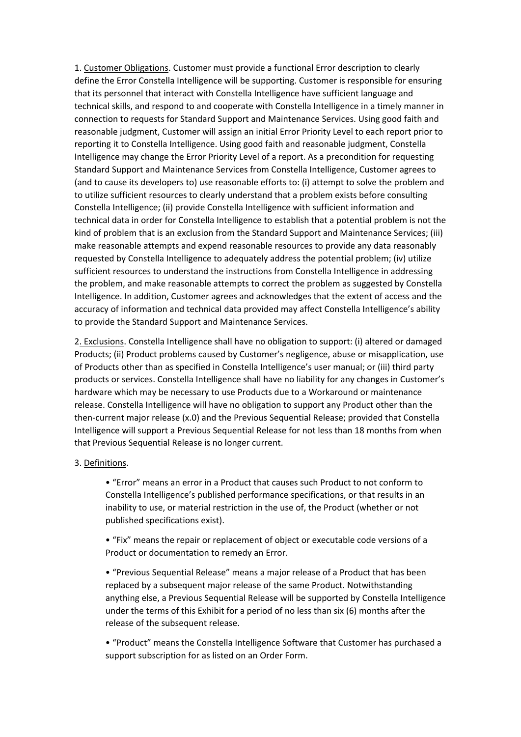1. Customer Obligations. Customer must provide a functional Error description to clearly define the Error Constella Intelligence will be supporting. Customer is responsible for ensuring that its personnel that interact with Constella Intelligence have sufficient language and technical skills, and respond to and cooperate with Constella Intelligence in a timely manner in connection to requests for Standard Support and Maintenance Services. Using good faith and reasonable judgment, Customer will assign an initial Error Priority Level to each report prior to reporting it to Constella Intelligence. Using good faith and reasonable judgment, Constella Intelligence may change the Error Priority Level of a report. As a precondition for requesting Standard Support and Maintenance Services from Constella Intelligence, Customer agrees to (and to cause its developers to) use reasonable efforts to: (i) attempt to solve the problem and to utilize sufficient resources to clearly understand that a problem exists before consulting Constella Intelligence; (ii) provide Constella Intelligence with sufficient information and technical data in order for Constella Intelligence to establish that a potential problem is not the kind of problem that is an exclusion from the Standard Support and Maintenance Services; (iii) make reasonable attempts and expend reasonable resources to provide any data reasonably requested by Constella Intelligence to adequately address the potential problem; (iv) utilize sufficient resources to understand the instructions from Constella Intelligence in addressing the problem, and make reasonable attempts to correct the problem as suggested by Constella Intelligence. In addition, Customer agrees and acknowledges that the extent of access and the accuracy of information and technical data provided may affect Constella Intelligence's ability to provide the Standard Support and Maintenance Services.

2. Exclusions. Constella Intelligence shall have no obligation to support: (i) altered or damaged Products; (ii) Product problems caused by Customer's negligence, abuse or misapplication, use of Products other than as specified in Constella Intelligence's user manual; or (iii) third party products or services. Constella Intelligence shall have no liability for any changes in Customer's hardware which may be necessary to use Products due to a Workaround or maintenance release. Constella Intelligence will have no obligation to support any Product other than the then-current major release (x.0) and the Previous Sequential Release; provided that Constella Intelligence will support a Previous Sequential Release for not less than 18 months from when that Previous Sequential Release is no longer current.

3. Definitions.

- "Error" means an error in a Product that causes such Product to not conform to Constella Intelligence's published performance specifications, or that results in an inability to use, or material restriction in the use of, the Product (whether or not published specifications exist).

- "Fix" means the repair or replacement of object or executable code versions of a Product or documentation to remedy an Error.

- "Previous Sequential Release" means a major release of a Product that has been replaced by a subsequent major release of the same Product. Notwithstanding anything else, a Previous Sequential Release will be supported by Constella Intelligence under the terms of this Exhibit for a period of no less than six (6) months after the release of the subsequent release.

- "Product" means the Constella Intelligence Software that Customer has purchased a support subscription for as listed on an Order Form.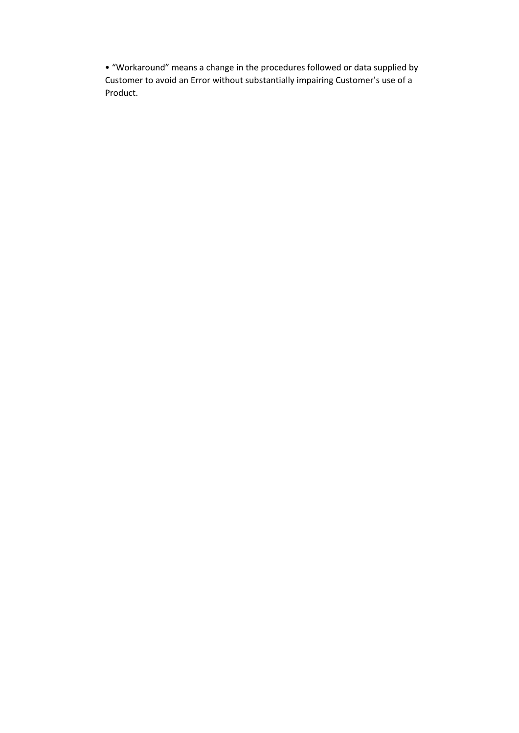- “Workaround” means a change in the procedures followed or data supplied by Customer to avoid an Error without substantially impairing Customer’s use of a Product.